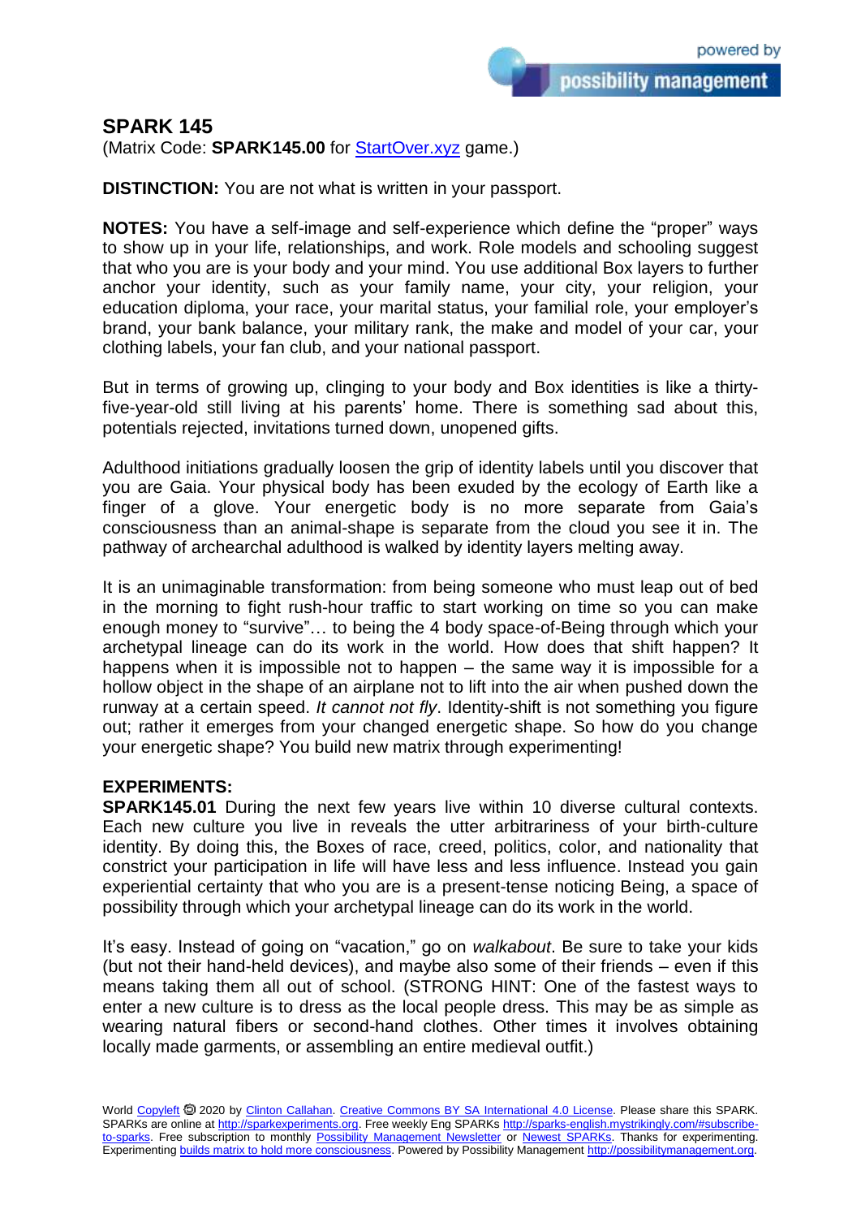# SPARK 145

(Matrix Code: **SPARK145.00** for [StartOver.xyz](StartOver.xyz) game.)

**DISTINCTION:** You are not what is written in your passport.

**NOTES:** You have a self-image and self-experience which define the "proper" ways to show up in your life, relationships, and work. Role models and schooling suggest that who you are is your body and your mind. You use additional Box layers to further anchor your identity, such as your family name, your city, your religion, your education diploma, your race, your marital status, your familial role, your employer's brand, your bank balance, your military rank, the make and model of your car, your clothing labels, your fan club, and your national passport.

But in terms of growing up, clinging to your body and Box identities is like a thirty-five-year-old still living at his parents' home. There is something sad about this, potentials rejected, invitations turned down, unopened gifts.

Adulthood initiations gradually loosen the grip of identity labels until you discover that you are Gaia. Your physical body has been exuded by the ecology of Earth like a finger of a glove. Your energetic body is no more separate from Gaia's consciousness than an animal-shape is separate from the cloud you see it in. The pathway of archearchal adulthood is walked by identity layers melting away.

It is an unimaginable transformation: from being someone who must leap out of bed in the morning to fight rush-hour traffic to start working on time so you can make enough money to "survive"… to being the 4 body space-of-Being through which your archetypal lineage can do its work in the world. How does that shift happen? It happens when it is impossible not to happen – the same way it is impossible for a hollow object in the shape of an airplane not to lift into the air when pushed down the runway at a certain speed. *It cannot not fly*. Identity-shift is not something you figure out; rather it emerges from your changed energetic shape. So how do you change your energetic shape? You build new matrix through experimenting!

**EXPERIMENTS:**

**SPARK145.01** During the next few years live within 10 diverse cultural contexts. Each new culture you live in reveals the utter arbitrariness of your birth-culture identity. By doing this, the Boxes of race, creed, politics, color, and nationality that constrict your participation in life will have less and less influence. Instead you gain experiential certainty that who you are is a present-tense noticing Being, a space of possibility through which your archetypal lineage can do its work in the world.

It's easy. Instead of going on "vacation," go on *walkabout*. Be sure to take your kids (but not their hand-held devices), and maybe also some of their friends – even if this means taking them all out of school. (STRONG HINT: One of the fastest ways to enter a new culture is to dress as the local people dress. This may be as simple as wearing natural fibers or second-hand clothes. Other times it involves obtaining locally made garments, or assembling an entire medieval outfit.)

World [Copyleft](Copyleft) 🄯 2020 by [Clinton Callahan](Clinton Callahan). [Creative Commons BY SA International 4.0 License](Creative Commons BY SA International 4.0 License). Please share this SPARK. SPARKs are online at [http://sparkexperiments.org](http://sparkexperiments.org). Free weekly Eng SPARKs [http://sparks-english.mystrikingly.com/#subscribe-to-sparks](http://sparks-english.mystrikingly.com/#subscribe-to-sparks). Free subscription to monthly [Possibility Management Newsletter](Possibility Management Newsletter) or [Newest SPARKs](Newest SPARKs). Thanks for experimenting. Experimenting [builds matrix to hold more consciousness](builds matrix to hold more consciousness). Powered by Possibility Management [http://possibilitymanagement.org](http://possibilitymanagement.org).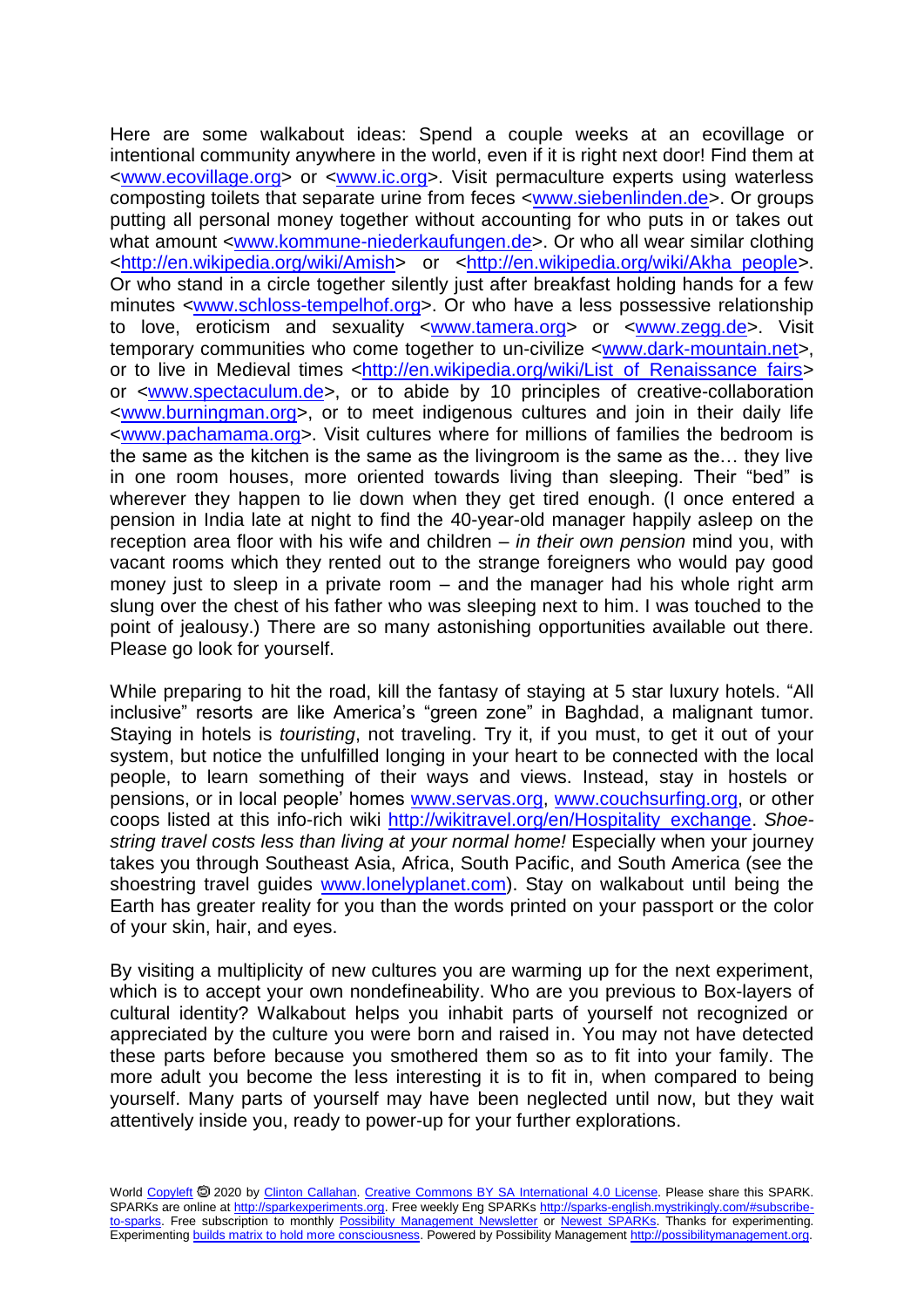Here are some walkabout ideas: Spend a couple weeks at an ecovillage or intentional community anywhere in the world, even if it is right next door! Find them at <www.ecovillage.org> or <www.ic.org>. Visit permaculture experts using waterless composting toilets that separate urine from feces <www.siebenlinden.de>. Or groups putting all personal money together without accounting for who puts in or takes out what amount <www.kommune-niederkaufungen.de>. Or who all wear similar clothing <http://en.wikipedia.org/wiki/Amish> or <http://en.wikipedia.org/wiki/Akha_people>. Or who stand in a circle together silently just after breakfast holding hands for a few minutes <www.schloss-tempelhof.org>. Or who have a less possessive relationship to love, eroticism and sexuality <www.tamera.org> or <www.zegg.de>. Visit temporary communities who come together to un-civilize <www.dark-mountain.net>, or to live in Medieval times <http://en.wikipedia.org/wiki/List_of_Renaissance_fairs> or <www.spectaculum.de>, or to abide by 10 principles of creative-collaboration <www.burningman.org>, or to meet indigenous cultures and join in their daily life <www.pachamama.org>. Visit cultures where for millions of families the bedroom is the same as the kitchen is the same as the livingroom is the same as the… they live in one room houses, more oriented towards living than sleeping. Their "bed" is wherever they happen to lie down when they get tired enough. (I once entered a pension in India late at night to find the 40-year-old manager happily asleep on the reception area floor with his wife and children – *in their own pension* mind you, with vacant rooms which they rented out to the strange foreigners who would pay good money just to sleep in a private room – and the manager had his whole right arm slung over the chest of his father who was sleeping next to him. I was touched to the point of jealousy.) There are so many astonishing opportunities available out there. Please go look for yourself.

While preparing to hit the road, kill the fantasy of staying at 5 star luxury hotels. "All inclusive" resorts are like America's "green zone" in Baghdad, a malignant tumor. Staying in hotels is *touristing*, not traveling. Try it, if you must, to get it out of your system, but notice the unfulfilled longing in your heart to be connected with the local people, to learn something of their ways and views. Instead, stay in hostels or pensions, or in local people' homes www.servas.org, www.couchsurfing.org, or other coops listed at this info-rich wiki http://wikitravel.org/en/Hospitality_exchange. *Shoe-string travel costs less than living at your normal home!* Especially when your journey takes you through Southeast Asia, Africa, South Pacific, and South America (see the shoestring travel guides www.lonelyplanet.com). Stay on walkabout until being the Earth has greater reality for you than the words printed on your passport or the color of your skin, hair, and eyes.

By visiting a multiplicity of new cultures you are warming up for the next experiment, which is to accept your own nondefineability. Who are you previous to Box-layers of cultural identity? Walkabout helps you inhabit parts of yourself not recognized or appreciated by the culture you were born and raised in. You may not have detected these parts before because you smothered them so as to fit into your family. The more adult you become the less interesting it is to fit in, when compared to being yourself. Many parts of yourself may have been neglected until now, but they wait attentively inside you, ready to power-up for your further explorations.

World Copyleft 🄯 2020 by Clinton Callahan. Creative Commons BY SA International 4.0 License. Please share this SPARK. SPARKs are online at http://sparkexperiments.org. Free weekly Eng SPARKs http://sparks-english.mystrikingly.com/#subscribe-to-sparks. Free subscription to monthly Possibility Management Newsletter or Newest SPARKs. Thanks for experimenting. Experimenting builds matrix to hold more consciousness. Powered by Possibility Management http://possibilitymanagement.org.